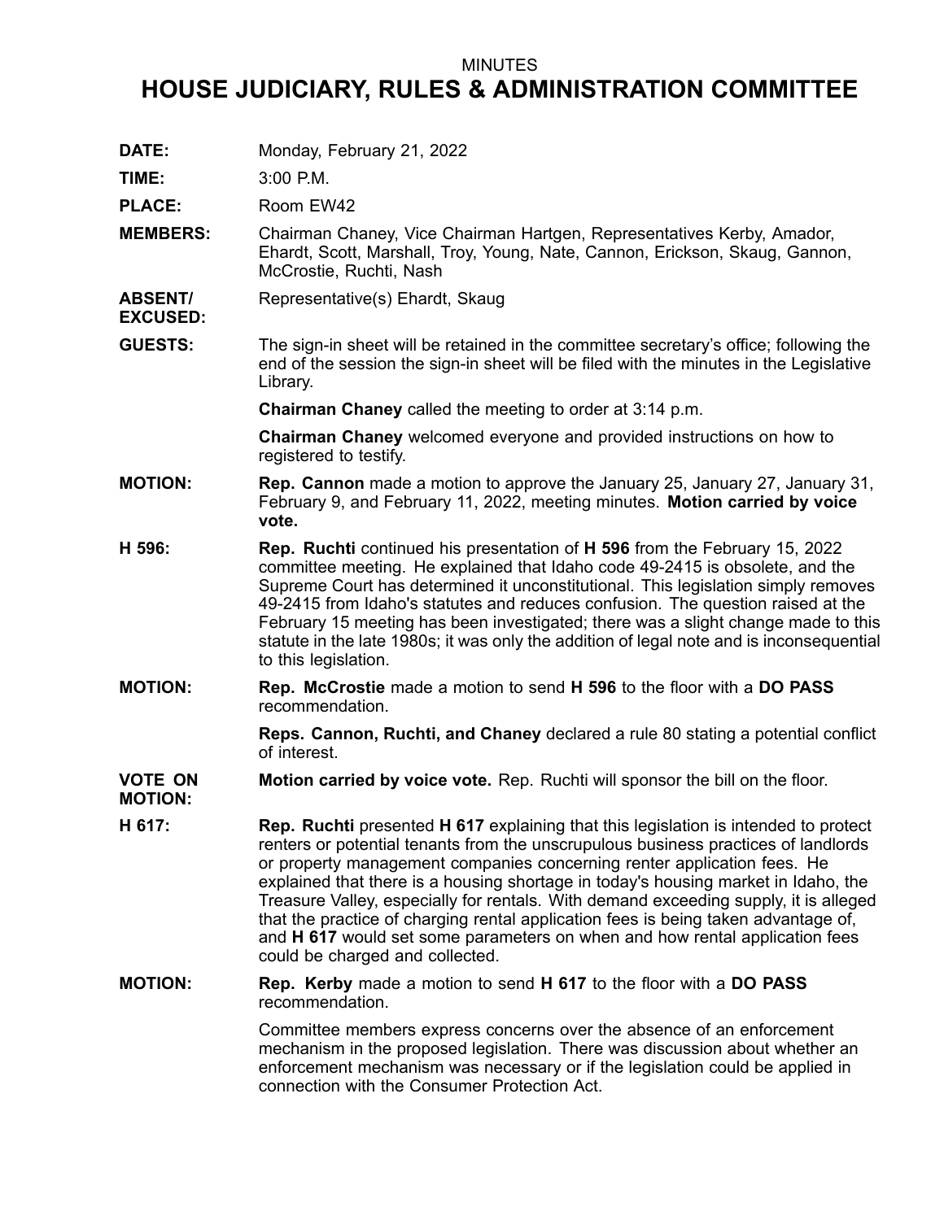MINUTES

# HOUSE JUDICIARY, RULES & ADMINISTRATION COMMITTEE

**DATE:** Monday, February 21, 2022

**TIME:** 3:00 P.M.

**PLACE:** Room EW42

**MEMBERS:** Chairman Chaney, Vice Chairman Hartgen, Representatives Kerby, Amador, Ehardt, Scott, Marshall, Troy, Young, Nate, Cannon, Erickson, Skaug, Gannon, McCrostie, Ruchti, Nash

**ABSENT/ EXCUSED:** Representative(s) Ehardt, Skaug

**GUESTS:** The sign-in sheet will be retained in the committee secretary's office; following the end of the session the sign-in sheet will be filed with the minutes in the Legislative Library.

**Chairman Chaney** called the meeting to order at 3:14 p.m.

**Chairman Chaney** welcomed everyone and provided instructions on how to registered to testify.

**MOTION:** **Rep. Cannon** made a motion to approve the January 25, January 27, January 31, February 9, and February 11, 2022, meeting minutes. **Motion carried by voice vote.**

**H 596:** **Rep. Ruchti** continued his presentation of **H 596** from the February 15, 2022 committee meeting. He explained that Idaho code 49-2415 is obsolete, and the Supreme Court has determined it unconstitutional. This legislation simply removes 49-2415 from Idaho's statutes and reduces confusion. The question raised at the February 15 meeting has been investigated; there was a slight change made to this statute in the late 1980s; it was only the addition of legal note and is inconsequential to this legislation.

**MOTION:** **Rep. McCrostie** made a motion to send **H 596** to the floor with a **DO PASS** recommendation.

**Reps. Cannon, Ruchti, and Chaney** declared a rule 80 stating a potential conflict of interest.

**VOTE ON MOTION:** **Motion carried by voice vote.** Rep. Ruchti will sponsor the bill on the floor.

**H 617:** **Rep. Ruchti** presented **H 617** explaining that this legislation is intended to protect renters or potential tenants from the unscrupulous business practices of landlords or property management companies concerning renter application fees. He explained that there is a housing shortage in today's housing market in Idaho, the Treasure Valley, especially for rentals. With demand exceeding supply, it is alleged that the practice of charging rental application fees is being taken advantage of, and **H 617** would set some parameters on when and how rental application fees could be charged and collected.

**MOTION:** **Rep. Kerby** made a motion to send **H 617** to the floor with a **DO PASS** recommendation.

Committee members express concerns over the absence of an enforcement mechanism in the proposed legislation. There was discussion about whether an enforcement mechanism was necessary or if the legislation could be applied in connection with the Consumer Protection Act.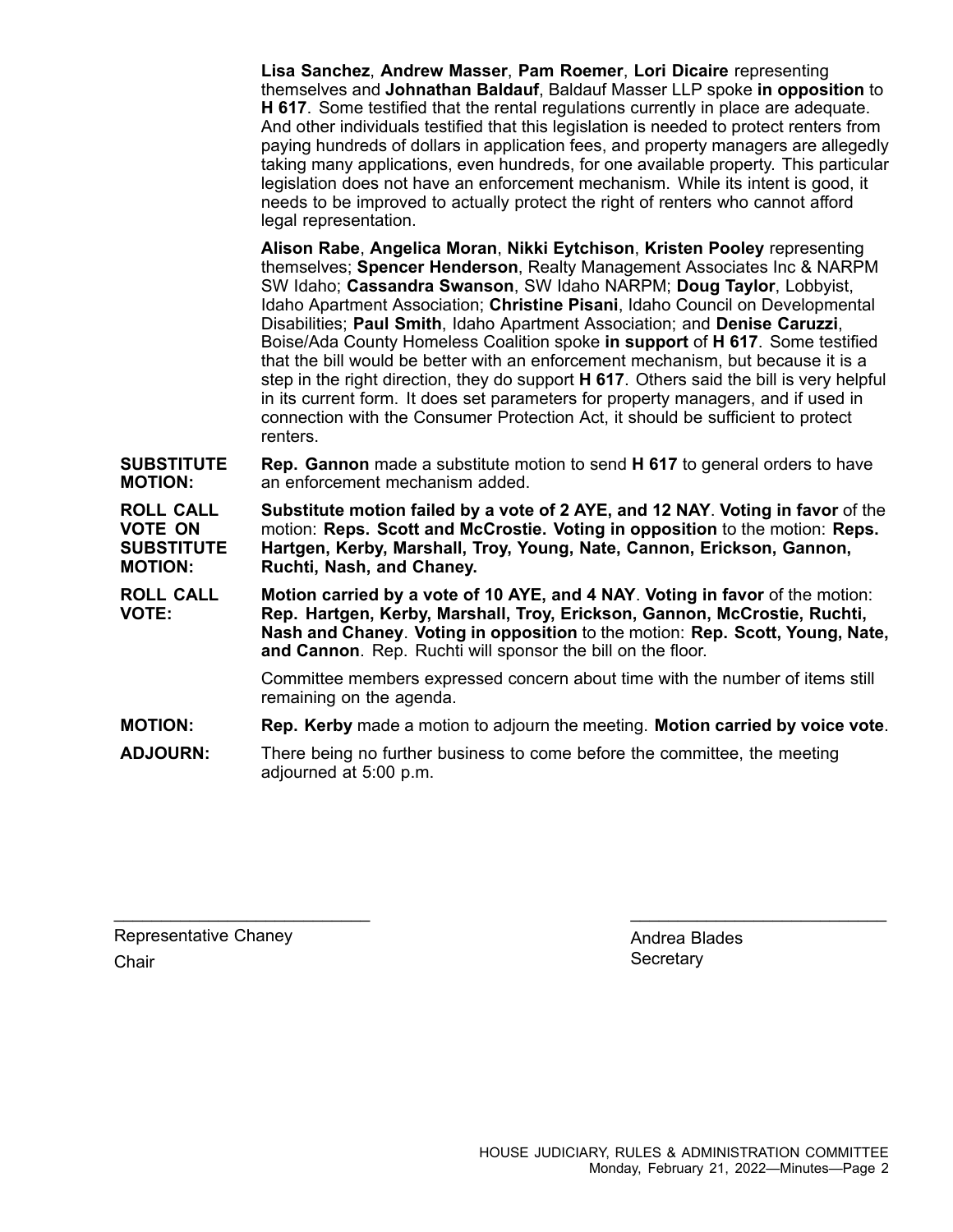**Lisa Sanchez**, **Andrew Masser**, **Pam Roemer**, **Lori Dicaire** representing themselves and **Johnathan Baldauf**, Baldauf Masser LLP spoke **in opposition** to **H 617**. Some testified that the rental regulations currently in place are adequate. And other individuals testified that this legislation is needed to protect renters from paying hundreds of dollars in application fees, and property managers are allegedly taking many applications, even hundreds, for one available property. This particular legislation does not have an enforcement mechanism. While its intent is good, it needs to be improved to actually protect the right of renters who cannot afford legal representation.

**Alison Rabe**, **Angelica Moran**, **Nikki Eytchison**, **Kristen Pooley** representing themselves; **Spencer Henderson**, Realty Management Associates Inc & NARPM SW Idaho; **Cassandra Swanson**, SW Idaho NARPM; **Doug Taylor**, Lobbyist, Idaho Apartment Association; **Christine Pisani**, Idaho Council on Developmental Disabilities; **Paul Smith**, Idaho Apartment Association; and **Denise Caruzzi**, Boise/Ada County Homeless Coalition spoke **in support** of **H 617**. Some testified that the bill would be better with an enforcement mechanism, but because it is a step in the right direction, they do support **H 617**. Others said the bill is very helpful in its current form. It does set parameters for property managers, and if used in connection with the Consumer Protection Act, it should be sufficient to protect renters.

**SUBSTITUTE MOTION:** **Rep. Gannon** made a substitute motion to send **H 617** to general orders to have an enforcement mechanism added.

**ROLL CALL VOTE ON SUBSTITUTE MOTION:** **Substitute motion failed by a vote of 2 AYE, and 12 NAY**. **Voting in favor** of the motion: **Reps. Scott and McCrostie. Voting in opposition** to the motion: **Reps. Hartgen, Kerby, Marshall, Troy, Young, Nate, Cannon, Erickson, Gannon, Ruchti, Nash, and Chaney.**

**ROLL CALL VOTE:** **Motion carried by a vote of 10 AYE, and 4 NAY**. **Voting in favor** of the motion: **Rep. Hartgen, Kerby, Marshall, Troy, Erickson, Gannon, McCrostie, Ruchti, Nash and Chaney**. **Voting in opposition** to the motion: **Rep. Scott, Young, Nate, and Cannon**. Rep. Ruchti will sponsor the bill on the floor.

Committee members expressed concern about time with the number of items still remaining on the agenda.

**MOTION:** **Rep. Kerby** made a motion to adjourn the meeting. **Motion carried by voice vote**.

**ADJOURN:** There being no further business to come before the committee, the meeting adjourned at 5:00 p.m.

___________________________
Representative Chaney
Chair

___________________________
Andrea Blades
Secretary